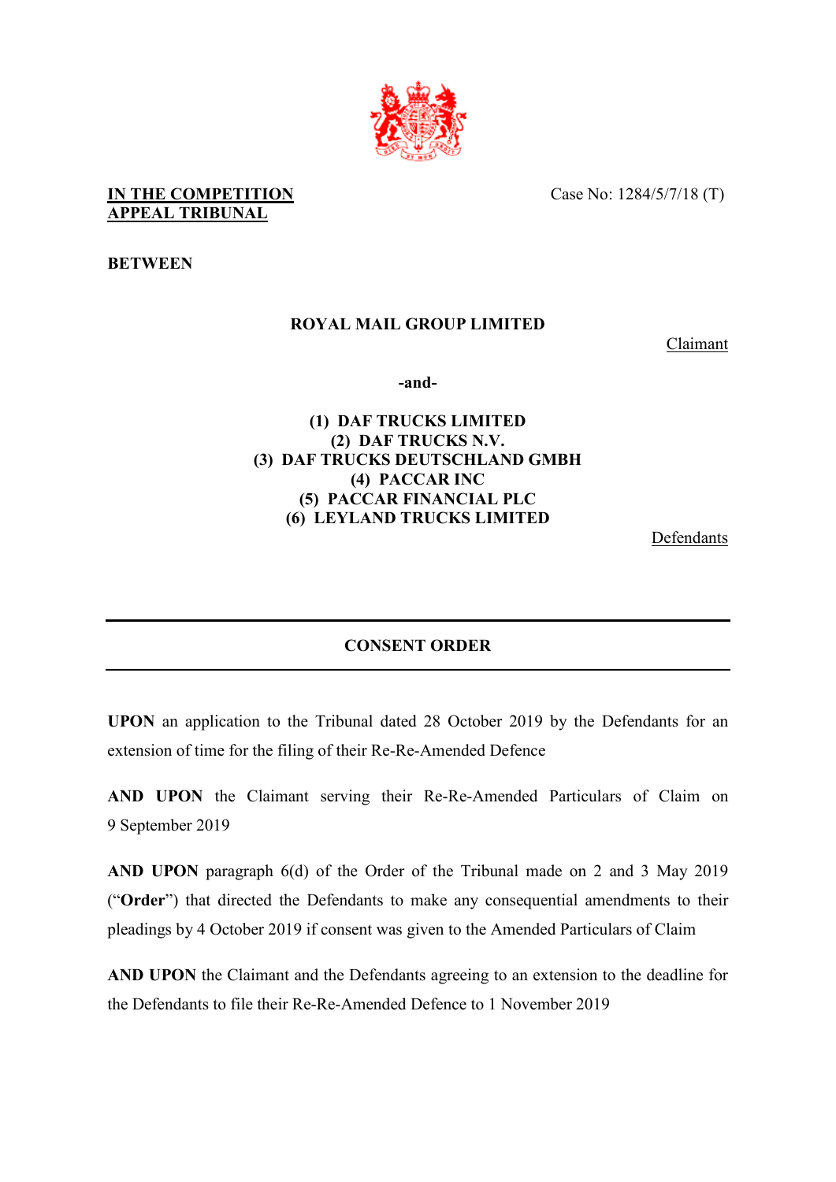**IN THE COMPETITION APPEAL TRIBUNAL**

Case No: 1284/5/7/18 (T)

**BETWEEN**

**ROYAL MAIL GROUP LIMITED**

Claimant

**-and-**

**(1) DAF TRUCKS LIMITED**
**(2) DAF TRUCKS N.V.**
**(3) DAF TRUCKS DEUTSCHLAND GMBH**
**(4) PACCAR INC**
**(5) PACCAR FINANCIAL PLC**
**(6) LEYLAND TRUCKS LIMITED**

Defendants

---

**CONSENT ORDER**

---

**UPON** an application to the Tribunal dated 28 October 2019 by the Defendants for an extension of time for the filing of their Re-Re-Amended Defence

**AND UPON** the Claimant serving their Re-Re-Amended Particulars of Claim on 9 September 2019

**AND UPON** paragraph 6(d) of the Order of the Tribunal made on 2 and 3 May 2019 ("**Order**") that directed the Defendants to make any consequential amendments to their pleadings by 4 October 2019 if consent was given to the Amended Particulars of Claim

**AND UPON** the Claimant and the Defendants agreeing to an extension to the deadline for the Defendants to file their Re-Re-Amended Defence to 1 November 2019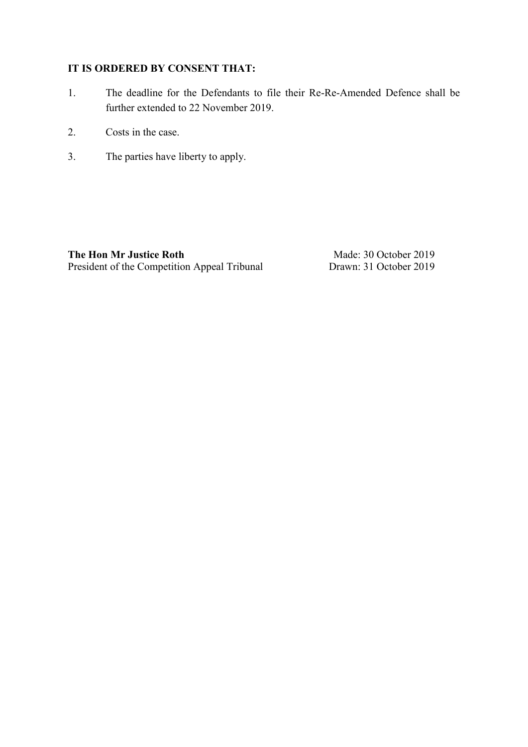**IT IS ORDERED BY CONSENT THAT:**

1. The deadline for the Defendants to file their Re-Re-Amended Defence shall be further extended to 22 November 2019.
2. Costs in the case.
3. The parties have liberty to apply.

**The Hon Mr Justice Roth**
President of the Competition Appeal Tribunal

Made: 30 October 2019
Drawn: 31 October 2019